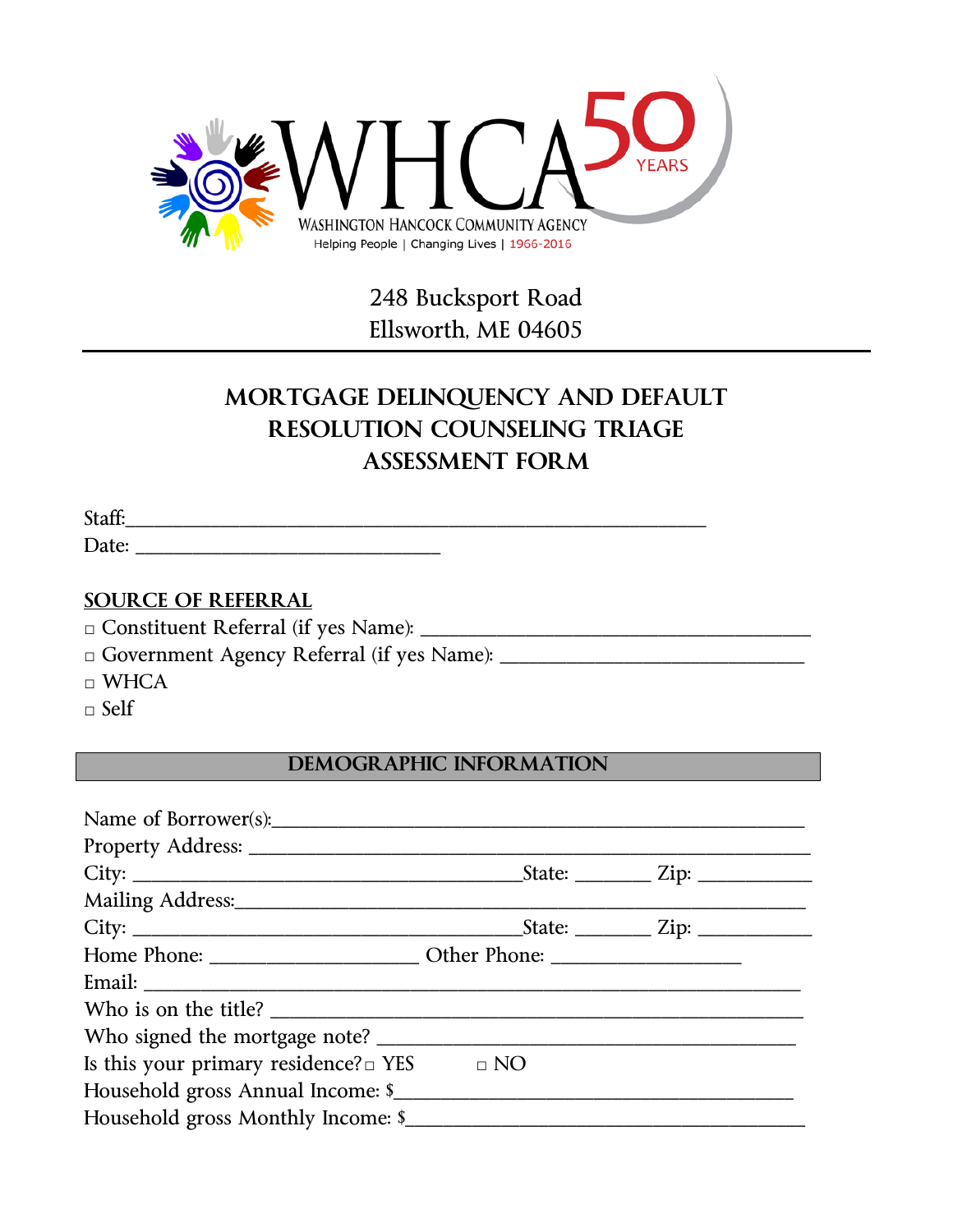WHCA 50 YEARS

WASHINGTON HANCOCK COMMUNITY AGENCY

Helping People | Changing Lives | 1966-2016

248 Bucksport Road
Ellsworth, ME 04605

# MORTGAGE DELINQUENCY AND DEFAULT RESOLUTION COUNSELING TRIAGE ASSESSMENT FORM

Staff:____________________________________________________________

Date: ______________________________

## SOURCE OF REFERRAL

□ Constituent Referral (if yes Name): ______________________________________

□ Government Agency Referral (if yes Name): ______________________________

□ WHCA

□ Self

## DEMOGRAPHIC INFORMATION

Name of Borrower(s):____________________________________________________

Property Address: ______________________________________________________

City: ______________________________________State: _______ Zip: __________

Mailing Address:_______________________________________________________

City: ______________________________________State: _______ Zip: __________

Home Phone: ____________________ Other Phone: __________________

Email: _______________________________________________________________

Who is on the title? ____________________________________________________

Who signed the mortgage note? __________________________________________

Is this your primary residence? □ YES □ NO

Household gross Annual Income: $______________________________________

Household gross Monthly Income: $______________________________________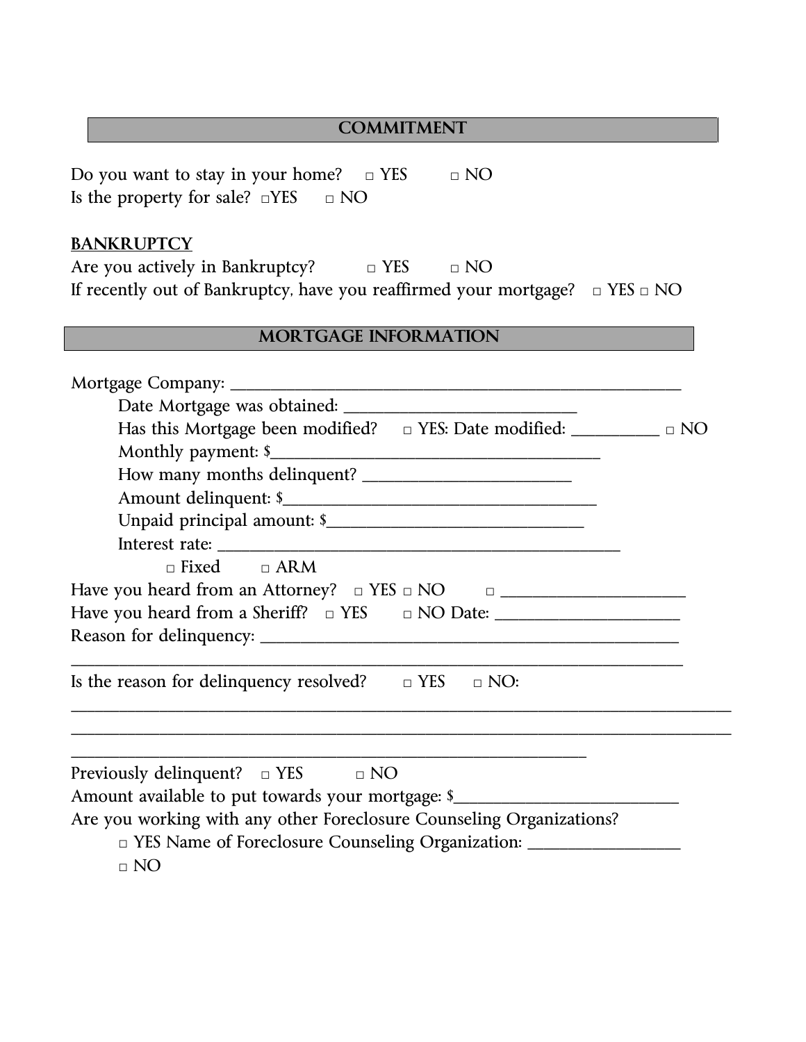## COMMITMENT

Do you want to stay in your home? □ YES □ NO
Is the property for sale? □YES □ NO

**BANKRUPTCY**

Are you actively in Bankruptcy? □ YES □ NO
If recently out of Bankruptcy, have you reaffirmed your mortgage? □ YES □ NO

## MORTGAGE INFORMATION

Mortgage Company: ____________________________________________________

Date Mortgage was obtained: _________________________

Has this Mortgage been modified? □ YES: Date modified: __________ □ NO

Monthly payment: $____________________________________

How many months delinquent? ______________________

Amount delinquent: $___________________________________

Unpaid principal amount: $_____________________________

Interest rate: ___________________________________________

□ Fixed □ ARM

Have you heard from an Attorney? □ YES □ NO □ ____________________
Have you heard from a Sheriff? □ YES □ NO Date: ____________________
Reason for delinquency: ______________________________________________
_____________________________________________________________________
Is the reason for delinquency resolved? □ YES □ NO:
_____________________________________________________________________
_____________________________________________________________________
____________________________________________________________
Previously delinquent? □ YES □ NO
Amount available to put towards your mortgage: $________________________
Are you working with any other Foreclosure Counseling Organizations?

□ YES Name of Foreclosure Counseling Organization: ________________

□ NO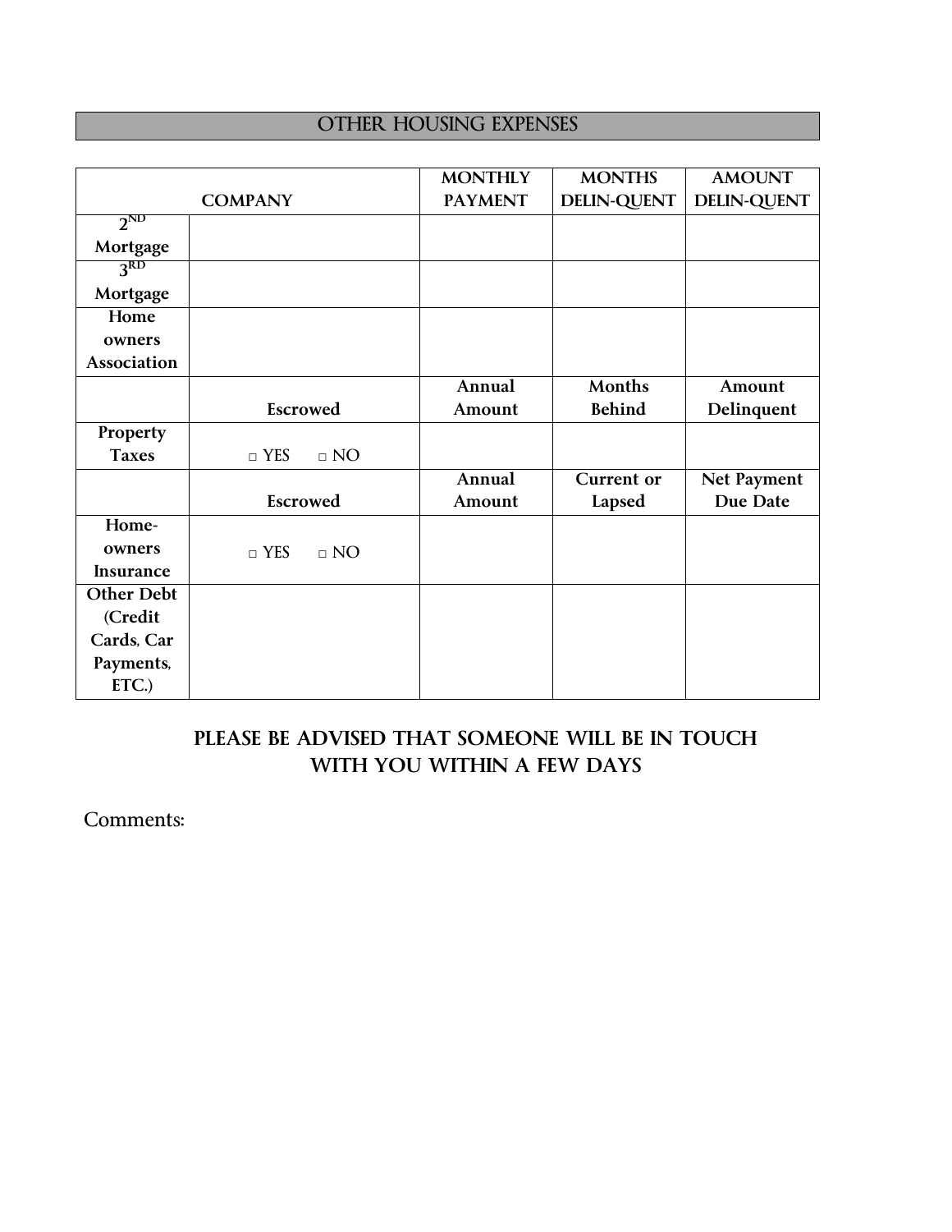## OTHER HOUSING EXPENSES

| | COMPANY | MONTHLY PAYMENT | MONTHS DELIN-QUENT | AMOUNT DELIN-QUENT |
|---|---|---|---|---|
| $2^{ND}$ Mortgage | | | | |
| $3^{RD}$ Mortgage | | | | |
| Home owners Association | | | | |
| | **Escrowed** | **Annual Amount** | **Months Behind** | **Amount Delinquent** |
| **Property Taxes** | □ YES □ NO | | | |
| | **Escrowed** | **Annual Amount** | **Current or Lapsed** | **Net Payment Due Date** |
| **Home-owners Insurance** | □ YES □ NO | | | |
| **Other Debt (Credit Cards, Car Payments, ETC.)** | | | | |

**PLEASE BE ADVISED THAT SOMEONE WILL BE IN TOUCH WITH YOU WITHIN A FEW DAYS**

Comments: